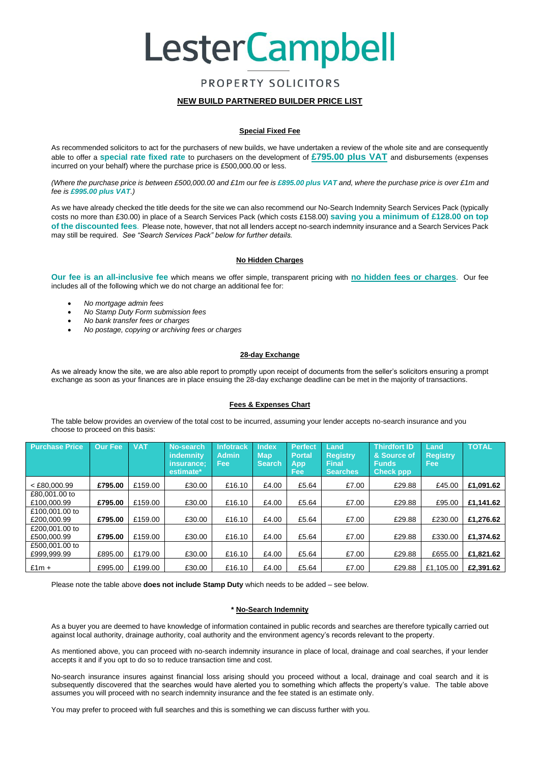# LesterCampbell

PROPERTY SOLICITORS

## NEW BUILD PARTNERED BUILDER PRICE LIST

### Special Fixed Fee

As recommended solicitors to act for the purchasers of new builds, we have undertaken a review of the whole site and are consequently able to offer a **special rate fixed rate** to purchasers on the development of **£795.00 plus VAT** and disbursements (expenses incurred on your behalf) where the purchase price is £500,000.00 or less.

*(Where the purchase price is between £500,000.00 and £1m our fee is **£895.00 plus VAT** and, where the purchase price is over £1m and fee is **£995.00 plus VAT**.)*

As we have already checked the title deeds for the site we can also recommend our No-Search Indemnity Search Services Pack (typically costs no more than £30.00) in place of a Search Services Pack (which costs £158.00) **saving you a minimum of £128.00 on top of the discounted fees**. Please note, however, that not all lenders accept no-search indemnity insurance and a Search Services Pack may still be required. *See "Search Services Pack" below for further details.*

### No Hidden Charges

**Our fee is an all-inclusive fee** which means we offer simple, transparent pricing with **no hidden fees or charges**. Our fee includes all of the following which we do not charge an additional fee for:

- *No mortgage admin fees*
- *No Stamp Duty Form submission fees*
- *No bank transfer fees or charges*
- *No postage, copying or archiving fees or charges*

### 28-day Exchange

As we already know the site, we are also able report to promptly upon receipt of documents from the seller's solicitors ensuring a prompt exchange as soon as your finances are in place ensuing the 28-day exchange deadline can be met in the majority of transactions.

### Fees & Expenses Chart

The table below provides an overview of the total cost to be incurred, assuming your lender accepts no-search insurance and you choose to proceed on this basis:

| Purchase Price | Our Fee | VAT | No-search indemnity insurance; estimate* | Infotrack Admin Fee | Index Map Search | Perfect Portal App Fee | Land Registry Final Searches | Thirdfort ID & Source of Funds Check ppp | Land Registry Fee | TOTAL |
|---|---|---|---|---|---|---|---|---|---|---|
| < £80,000.99 | **£795.00** | £159.00 | £30.00 | £16.10 | £4.00 | £5.64 | £7.00 | £29.88 | £45.00 | **£1,091.62** |
| £80,001.00 to £100,000.99 | **£795.00** | £159.00 | £30.00 | £16.10 | £4.00 | £5.64 | £7.00 | £29.88 | £95.00 | **£1,141.62** |
| £100,001.00 to £200,000.99 | **£795.00** | £159.00 | £30.00 | £16.10 | £4.00 | £5.64 | £7.00 | £29.88 | £230.00 | **£1,276.62** |
| £200,001.00 to £500,000.99 | **£795.00** | £159.00 | £30.00 | £16.10 | £4.00 | £5.64 | £7.00 | £29.88 | £330.00 | **£1,374.62** |
| £500,001.00 to £999,999.99 | £895.00 | £179.00 | £30.00 | £16.10 | £4.00 | £5.64 | £7.00 | £29.88 | £655.00 | **£1,821.62** |
| £1m + | £995.00 | £199.00 | £30.00 | £16.10 | £4.00 | £5.64 | £7.00 | £29.88 | £1,105.00 | **£2,391.62** |

Please note the table above **does not include Stamp Duty** which needs to be added – see below.

### * No-Search Indemnity

As a buyer you are deemed to have knowledge of information contained in public records and searches are therefore typically carried out against local authority, drainage authority, coal authority and the environment agency's records relevant to the property.

As mentioned above, you can proceed with no-search indemnity insurance in place of local, drainage and coal searches, if your lender accepts it and if you opt to do so to reduce transaction time and cost.

No-search insurance insures against financial loss arising should you proceed without a local, drainage and coal search and it is subsequently discovered that the searches would have alerted you to something which affects the property's value. The table above assumes you will proceed with no search indemnity insurance and the fee stated is an estimate only.

You may prefer to proceed with full searches and this is something we can discuss further with you.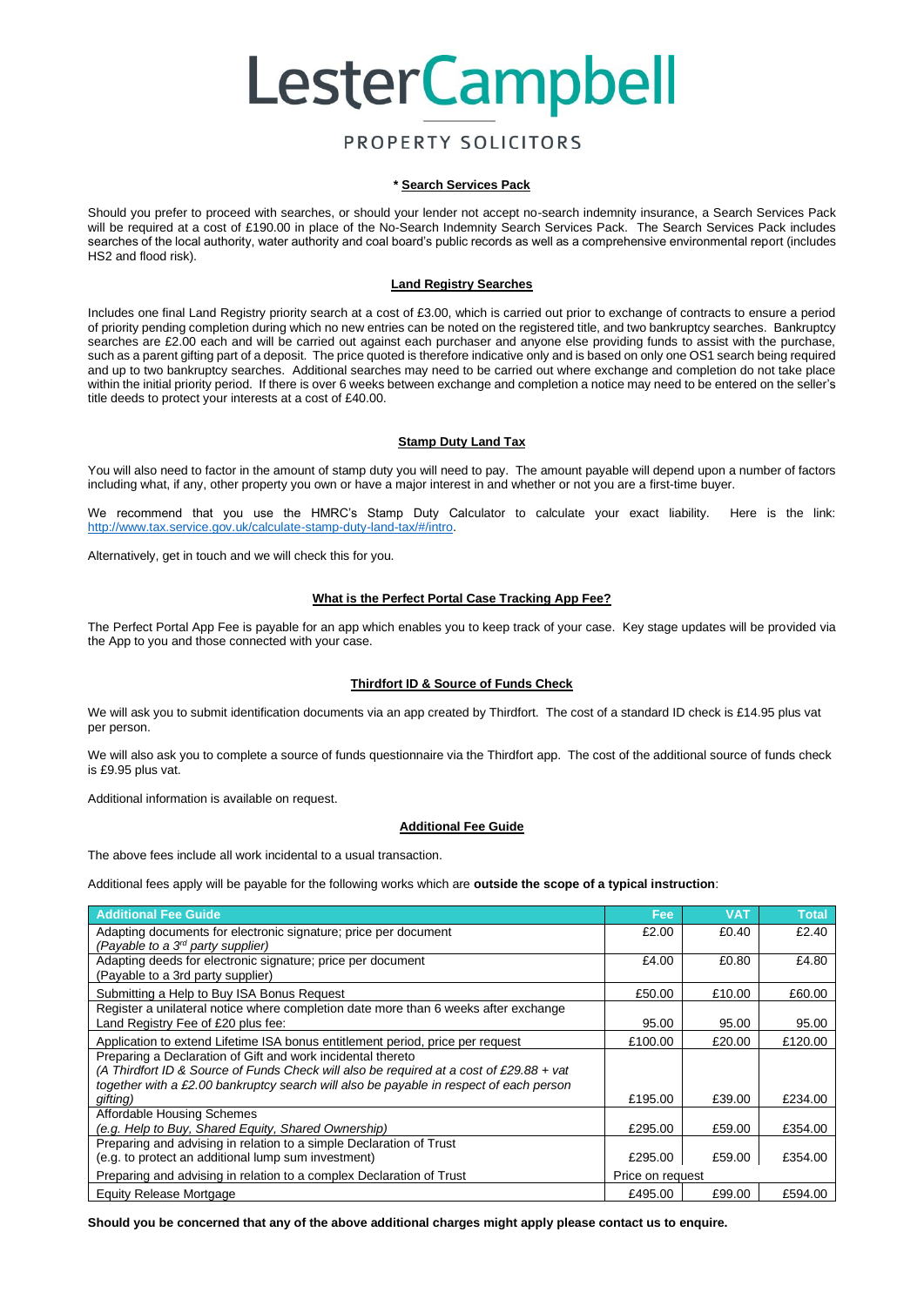# LesterCampbell

PROPERTY SOLICITORS

### * Search Services Pack

Should you prefer to proceed with searches, or should your lender not accept no-search indemnity insurance, a Search Services Pack will be required at a cost of £190.00 in place of the No-Search Indemnity Search Services Pack. The Search Services Pack includes searches of the local authority, water authority and coal board's public records as well as a comprehensive environmental report (includes HS2 and flood risk).

### Land Registry Searches

Includes one final Land Registry priority search at a cost of £3.00, which is carried out prior to exchange of contracts to ensure a period of priority pending completion during which no new entries can be noted on the registered title, and two bankruptcy searches. Bankruptcy searches are £2.00 each and will be carried out against each purchaser and anyone else providing funds to assist with the purchase, such as a parent gifting part of a deposit. The price quoted is therefore indicative only and is based on only one OS1 search being required and up to two bankruptcy searches. Additional searches may need to be carried out where exchange and completion do not take place within the initial priority period. If there is over 6 weeks between exchange and completion a notice may need to be entered on the seller's title deeds to protect your interests at a cost of £40.00.

### Stamp Duty Land Tax

You will also need to factor in the amount of stamp duty you will need to pay. The amount payable will depend upon a number of factors including what, if any, other property you own or have a major interest in and whether or not you are a first-time buyer.

We recommend that you use the HMRC's Stamp Duty Calculator to calculate your exact liability. Here is the link: http://www.tax.service.gov.uk/calculate-stamp-duty-land-tax/#/intro.

Alternatively, get in touch and we will check this for you.

### What is the Perfect Portal Case Tracking App Fee?

The Perfect Portal App Fee is payable for an app which enables you to keep track of your case. Key stage updates will be provided via the App to you and those connected with your case.

### Thirdfort ID & Source of Funds Check

We will ask you to submit identification documents via an app created by Thirdfort. The cost of a standard ID check is £14.95 plus vat per person.

We will also ask you to complete a source of funds questionnaire via the Thirdfort app. The cost of the additional source of funds check is £9.95 plus vat.

Additional information is available on request.

### Additional Fee Guide

The above fees include all work incidental to a usual transaction.

Additional fees apply will be payable for the following works which are **outside the scope of a typical instruction**:

| Additional Fee Guide | Fee | VAT | Total |
|---|---|---|---|
| Adapting documents for electronic signature; price per document *(Payable to a 3rd party supplier)* | £2.00 | £0.40 | £2.40 |
| Adapting deeds for electronic signature; price per document (Payable to a 3rd party supplier) | £4.00 | £0.80 | £4.80 |
| Submitting a Help to Buy ISA Bonus Request | £50.00 | £10.00 | £60.00 |
| Register a unilateral notice where completion date more than 6 weeks after exchange Land Registry Fee of £20 plus fee: | 95.00 | 95.00 | 95.00 |
| Application to extend Lifetime ISA bonus entitlement period, price per request | £100.00 | £20.00 | £120.00 |
| Preparing a Declaration of Gift and work incidental thereto *(A Thirdfort ID & Source of Funds Check will also be required at a cost of £29.88 + vat together with a £2.00 bankruptcy search will also be payable in respect of each person gifting)* | £195.00 | £39.00 | £234.00 |
| Affordable Housing Schemes *(e.g. Help to Buy, Shared Equity, Shared Ownership)* | £295.00 | £59.00 | £354.00 |
| Preparing and advising in relation to a simple Declaration of Trust (e.g. to protect an additional lump sum investment) | £295.00 | £59.00 | £354.00 |
| Preparing and advising in relation to a complex Declaration of Trust | Price on request | | |
| Equity Release Mortgage | £495.00 | £99.00 | £594.00 |

**Should you be concerned that any of the above additional charges might apply please contact us to enquire.**